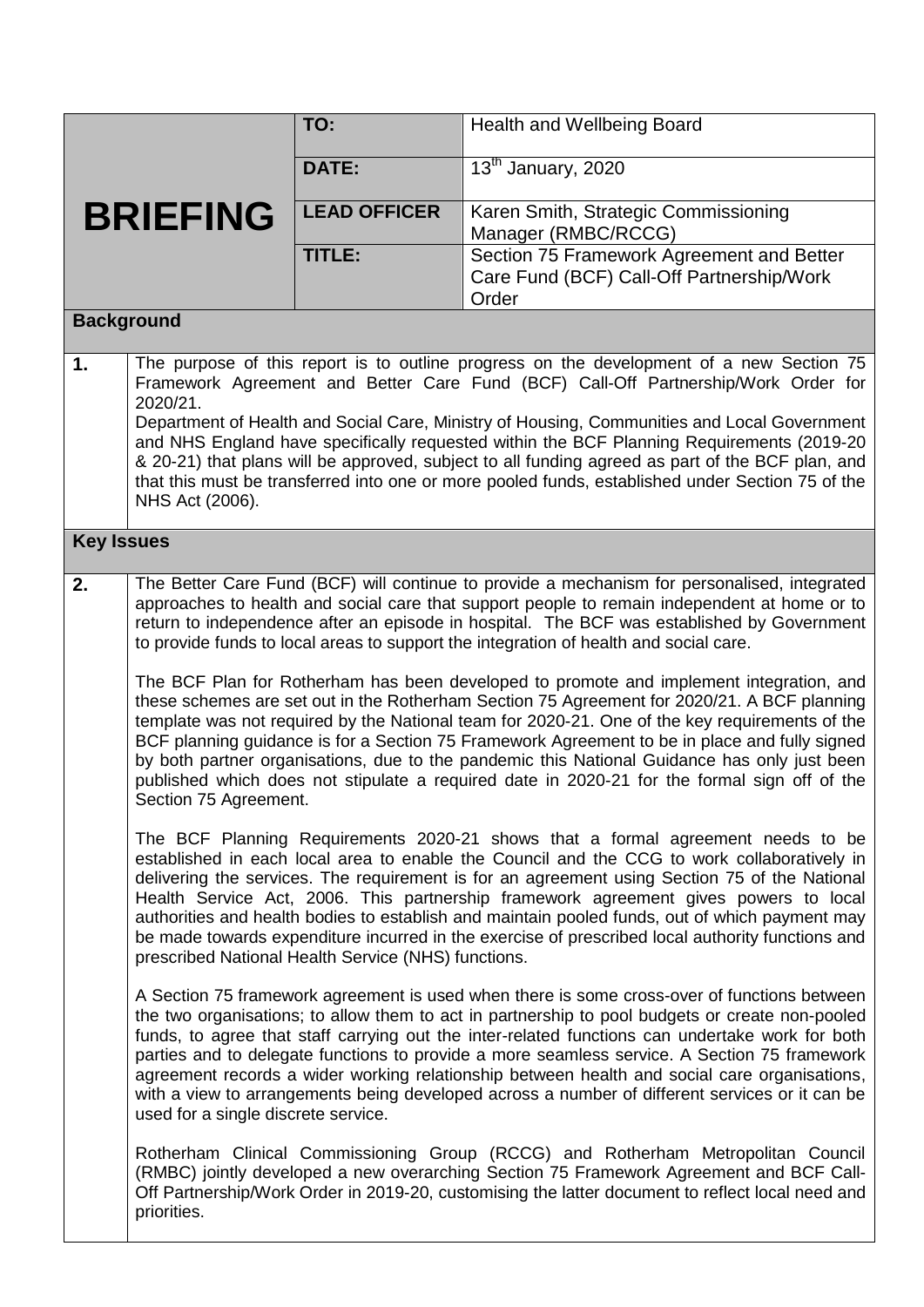| **BRIEFING** | **TO:** | Health and Wellbeing Board |
|---|---|---|
| | **DATE:** | 13th January, 2020 |
| | **LEAD OFFICER** | Karen Smith, Strategic Commissioning Manager (RMBC/RCCG) |
| | **TITLE:** | Section 75 Framework Agreement and Better Care Fund (BCF) Call-Off Partnership/Work Order |

## Background

**1.** The purpose of this report is to outline progress on the development of a new Section 75 Framework Agreement and Better Care Fund (BCF) Call-Off Partnership/Work Order for 2020/21.

Department of Health and Social Care, Ministry of Housing, Communities and Local Government and NHS England have specifically requested within the BCF Planning Requirements (2019-20 & 20-21) that plans will be approved, subject to all funding agreed as part of the BCF plan, and that this must be transferred into one or more pooled funds, established under Section 75 of the NHS Act (2006).

## Key Issues

**2.** The Better Care Fund (BCF) will continue to provide a mechanism for personalised, integrated approaches to health and social care that support people to remain independent at home or to return to independence after an episode in hospital. The BCF was established by Government to provide funds to local areas to support the integration of health and social care.

The BCF Plan for Rotherham has been developed to promote and implement integration, and these schemes are set out in the Rotherham Section 75 Agreement for 2020/21. A BCF planning template was not required by the National team for 2020-21. One of the key requirements of the BCF planning guidance is for a Section 75 Framework Agreement to be in place and fully signed by both partner organisations, due to the pandemic this National Guidance has only just been published which does not stipulate a required date in 2020-21 for the formal sign off of the Section 75 Agreement.

The BCF Planning Requirements 2020-21 shows that a formal agreement needs to be established in each local area to enable the Council and the CCG to work collaboratively in delivering the services. The requirement is for an agreement using Section 75 of the National Health Service Act, 2006. This partnership framework agreement gives powers to local authorities and health bodies to establish and maintain pooled funds, out of which payment may be made towards expenditure incurred in the exercise of prescribed local authority functions and prescribed National Health Service (NHS) functions.

A Section 75 framework agreement is used when there is some cross-over of functions between the two organisations; to allow them to act in partnership to pool budgets or create non-pooled funds, to agree that staff carrying out the inter-related functions can undertake work for both parties and to delegate functions to provide a more seamless service. A Section 75 framework agreement records a wider working relationship between health and social care organisations, with a view to arrangements being developed across a number of different services or it can be used for a single discrete service.

Rotherham Clinical Commissioning Group (RCCG) and Rotherham Metropolitan Council (RMBC) jointly developed a new overarching Section 75 Framework Agreement and BCF Call-Off Partnership/Work Order in 2019-20, customising the latter document to reflect local need and priorities.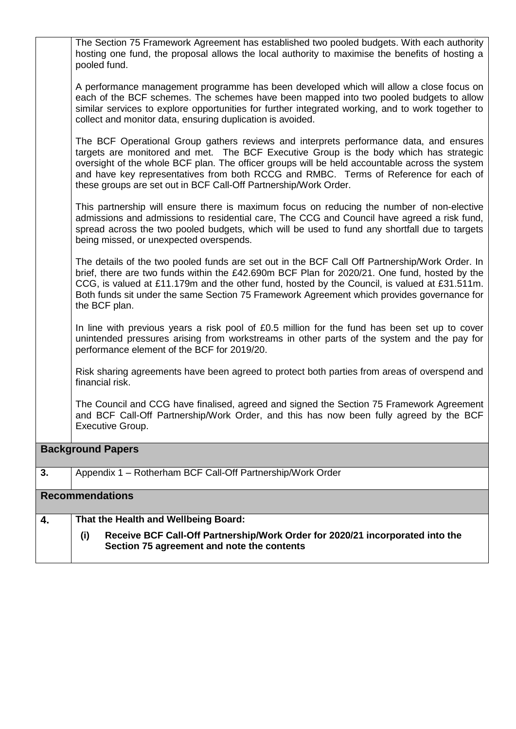The Section 75 Framework Agreement has established two pooled budgets. With each authority hosting one fund, the proposal allows the local authority to maximise the benefits of hosting a pooled fund.

A performance management programme has been developed which will allow a close focus on each of the BCF schemes. The schemes have been mapped into two pooled budgets to allow similar services to explore opportunities for further integrated working, and to work together to collect and monitor data, ensuring duplication is avoided.

The BCF Operational Group gathers reviews and interprets performance data, and ensures targets are monitored and met. The BCF Executive Group is the body which has strategic oversight of the whole BCF plan. The officer groups will be held accountable across the system and have key representatives from both RCCG and RMBC. Terms of Reference for each of these groups are set out in BCF Call-Off Partnership/Work Order.

This partnership will ensure there is maximum focus on reducing the number of non-elective admissions and admissions to residential care, The CCG and Council have agreed a risk fund, spread across the two pooled budgets, which will be used to fund any shortfall due to targets being missed, or unexpected overspends.

The details of the two pooled funds are set out in the BCF Call Off Partnership/Work Order. In brief, there are two funds within the £42.690m BCF Plan for 2020/21. One fund, hosted by the CCG, is valued at £11.179m and the other fund, hosted by the Council, is valued at £31.511m. Both funds sit under the same Section 75 Framework Agreement which provides governance for the BCF plan.

In line with previous years a risk pool of £0.5 million for the fund has been set up to cover unintended pressures arising from workstreams in other parts of the system and the pay for performance element of the BCF for 2019/20.

Risk sharing agreements have been agreed to protect both parties from areas of overspend and financial risk.

The Council and CCG have finalised, agreed and signed the Section 75 Framework Agreement and BCF Call-Off Partnership/Work Order, and this has now been fully agreed by the BCF Executive Group.

## Background Papers

**3.** Appendix 1 – Rotherham BCF Call-Off Partnership/Work Order

## Recommendations

**4. That the Health and Wellbeing Board:**

**(i) Receive BCF Call-Off Partnership/Work Order for 2020/21 incorporated into the Section 75 agreement and note the contents**